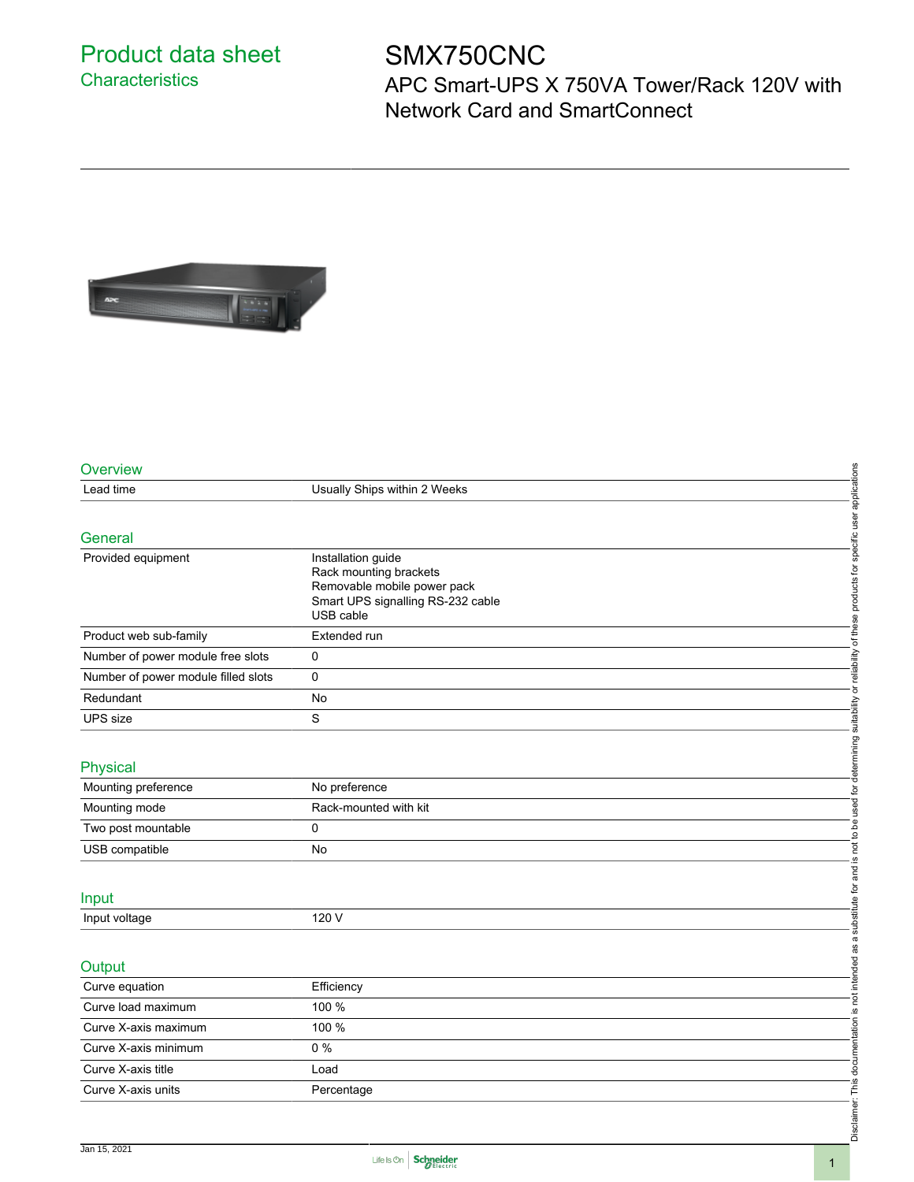# Product data sheet

## Characteristics

# SMX750CNC

APC Smart-UPS X 750VA Tower/Rack 120V with Network Card and SmartConnect

## Overview

| | |
|---|---|
| Lead time | Usually Ships within 2 Weeks |

## General

| | |
|---|---|
| Provided equipment | Installation guide<br>Rack mounting brackets<br>Removable mobile power pack<br>Smart UPS signalling RS-232 cable<br>USB cable |
| Product web sub-family | Extended run |
| Number of power module free slots | 0 |
| Number of power module filled slots | 0 |
| Redundant | No |
| UPS size | S |

## Physical

| | |
|---|---|
| Mounting preference | No preference |
| Mounting mode | Rack-mounted with kit |
| Two post mountable | 0 |
| USB compatible | No |

## Input

| | |
|---|---|
| Input voltage | 120 V |

## Output

| | |
|---|---|
| Curve equation | Efficiency |
| Curve load maximum | 100 % |
| Curve X-axis maximum | 100 % |
| Curve X-axis minimum | 0 % |
| Curve X-axis title | Load |
| Curve X-axis units | Percentage |

Disclaimer: This documentation is not intended as a substitute for and is not to be used for determining suitability or reliability of these products for specific user applications

Jan 15, 2021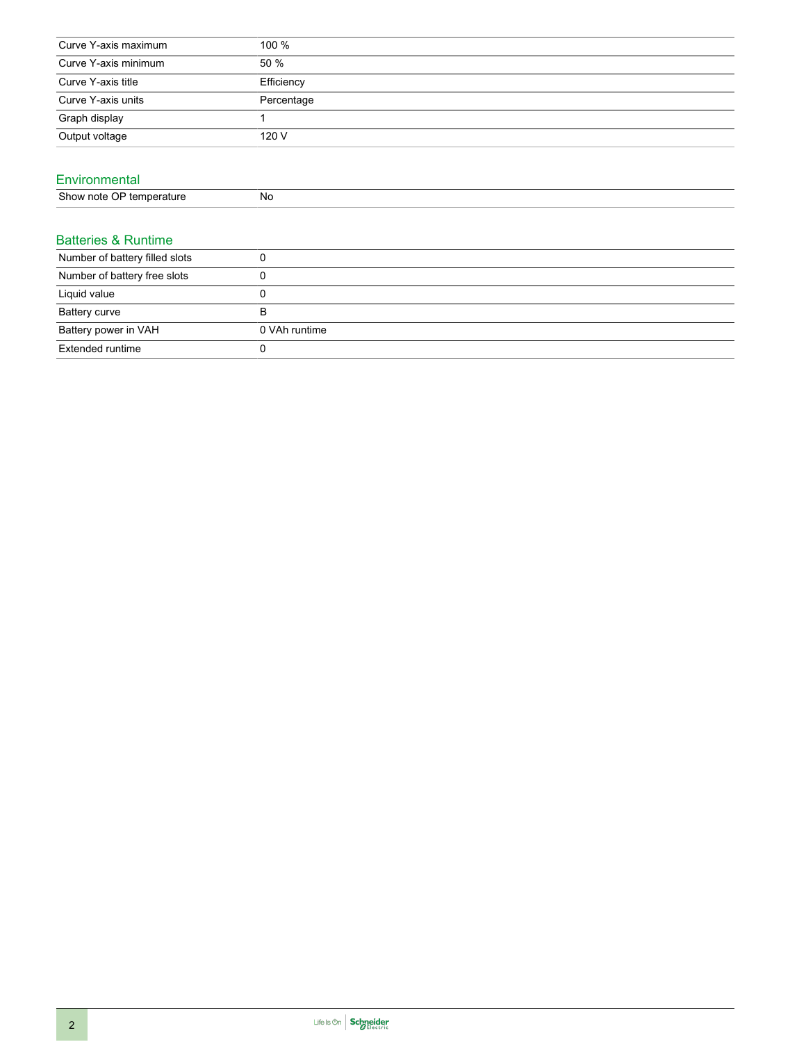| | |
|---|---|
| Curve Y-axis maximum | 100 % |
| Curve Y-axis minimum | 50 % |
| Curve Y-axis title | Efficiency |
| Curve Y-axis units | Percentage |
| Graph display | 1 |
| Output voltage | 120 V |

## Environmental

| | |
|---|---|
| Show note OP temperature | No |

## Batteries & Runtime

| | |
|---|---|
| Number of battery filled slots | 0 |
| Number of battery free slots | 0 |
| Liquid value | 0 |
| Battery curve | B |
| Battery power in VAH | 0 VAh runtime |
| Extended runtime | 0 |